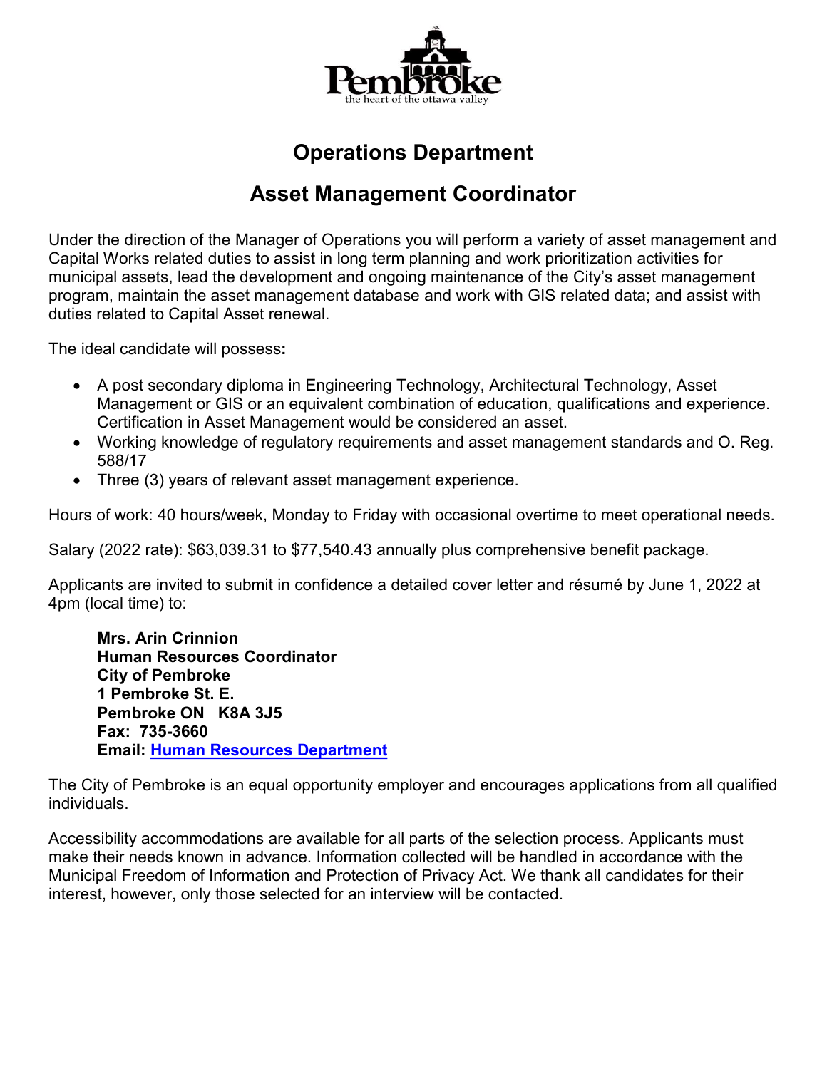# Operations Department

## Asset Management Coordinator

Under the direction of the Manager of Operations you will perform a variety of asset management and Capital Works related duties to assist in long term planning and work prioritization activities for municipal assets, lead the development and ongoing maintenance of the City's asset management program, maintain the asset management database and work with GIS related data; and assist with duties related to Capital Asset renewal.

The ideal candidate will possess**:**

- A post secondary diploma in Engineering Technology, Architectural Technology, Asset Management or GIS or an equivalent combination of education, qualifications and experience. Certification in Asset Management would be considered an asset.
- Working knowledge of regulatory requirements and asset management standards and O. Reg. 588/17
- Three (3) years of relevant asset management experience.

Hours of work: 40 hours/week, Monday to Friday with occasional overtime to meet operational needs.

Salary (2022 rate): $63,039.31 to $77,540.43 annually plus comprehensive benefit package.

Applicants are invited to submit in confidence a detailed cover letter and résumé by June 1, 2022 at 4pm (local time) to:

**Mrs. Arin Crinnion**
**Human Resources Coordinator**
**City of Pembroke**
**1 Pembroke St. E.**
**Pembroke ON K8A 3J5**
**Fax: 735-3660**
**Email: Human Resources Department**

The City of Pembroke is an equal opportunity employer and encourages applications from all qualified individuals.

Accessibility accommodations are available for all parts of the selection process. Applicants must make their needs known in advance. Information collected will be handled in accordance with the Municipal Freedom of Information and Protection of Privacy Act. We thank all candidates for their interest, however, only those selected for an interview will be contacted.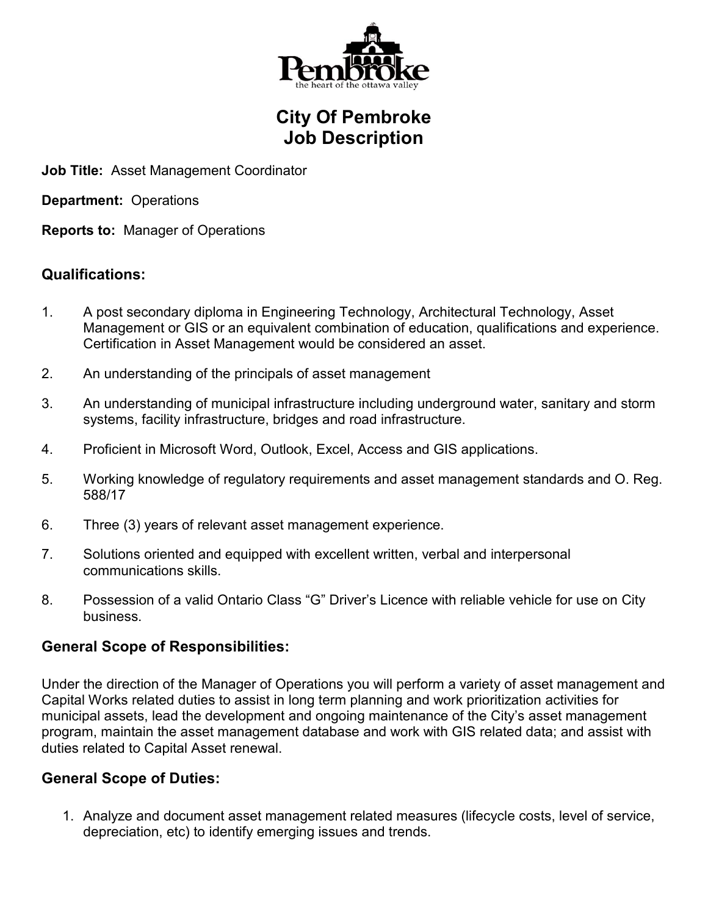# City Of Pembroke
# Job Description

**Job Title:** Asset Management Coordinator

**Department:** Operations

**Reports to:** Manager of Operations

## Qualifications:

1. A post secondary diploma in Engineering Technology, Architectural Technology, Asset Management or GIS or an equivalent combination of education, qualifications and experience. Certification in Asset Management would be considered an asset.
2. An understanding of the principals of asset management
3. An understanding of municipal infrastructure including underground water, sanitary and storm systems, facility infrastructure, bridges and road infrastructure.
4. Proficient in Microsoft Word, Outlook, Excel, Access and GIS applications.
5. Working knowledge of regulatory requirements and asset management standards and O. Reg. 588/17
6. Three (3) years of relevant asset management experience.
7. Solutions oriented and equipped with excellent written, verbal and interpersonal communications skills.
8. Possession of a valid Ontario Class "G" Driver's Licence with reliable vehicle for use on City business.

## General Scope of Responsibilities:

Under the direction of the Manager of Operations you will perform a variety of asset management and Capital Works related duties to assist in long term planning and work prioritization activities for municipal assets, lead the development and ongoing maintenance of the City's asset management program, maintain the asset management database and work with GIS related data; and assist with duties related to Capital Asset renewal.

## General Scope of Duties:

1. Analyze and document asset management related measures (lifecycle costs, level of service, depreciation, etc) to identify emerging issues and trends.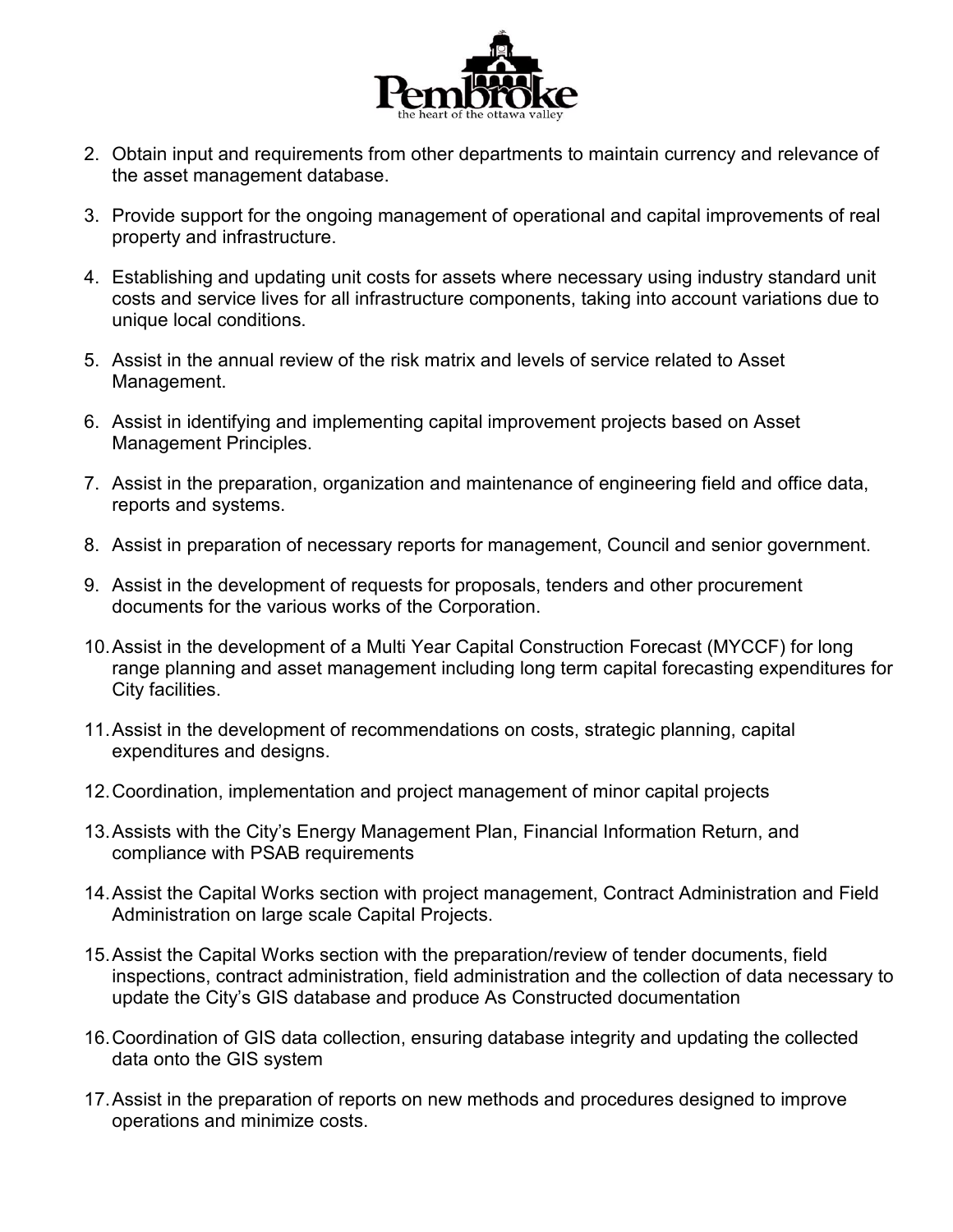2. Obtain input and requirements from other departments to maintain currency and relevance of the asset management database.

3. Provide support for the ongoing management of operational and capital improvements of real property and infrastructure.

4. Establishing and updating unit costs for assets where necessary using industry standard unit costs and service lives for all infrastructure components, taking into account variations due to unique local conditions.

5. Assist in the annual review of the risk matrix and levels of service related to Asset Management.

6. Assist in identifying and implementing capital improvement projects based on Asset Management Principles.

7. Assist in the preparation, organization and maintenance of engineering field and office data, reports and systems.

8. Assist in preparation of necessary reports for management, Council and senior government.

9. Assist in the development of requests for proposals, tenders and other procurement documents for the various works of the Corporation.

10. Assist in the development of a Multi Year Capital Construction Forecast (MYCCF) for long range planning and asset management including long term capital forecasting expenditures for City facilities.

11. Assist in the development of recommendations on costs, strategic planning, capital expenditures and designs.

12. Coordination, implementation and project management of minor capital projects

13. Assists with the City's Energy Management Plan, Financial Information Return, and compliance with PSAB requirements

14. Assist the Capital Works section with project management, Contract Administration and Field Administration on large scale Capital Projects.

15. Assist the Capital Works section with the preparation/review of tender documents, field inspections, contract administration, field administration and the collection of data necessary to update the City's GIS database and produce As Constructed documentation

16. Coordination of GIS data collection, ensuring database integrity and updating the collected data onto the GIS system

17. Assist in the preparation of reports on new methods and procedures designed to improve operations and minimize costs.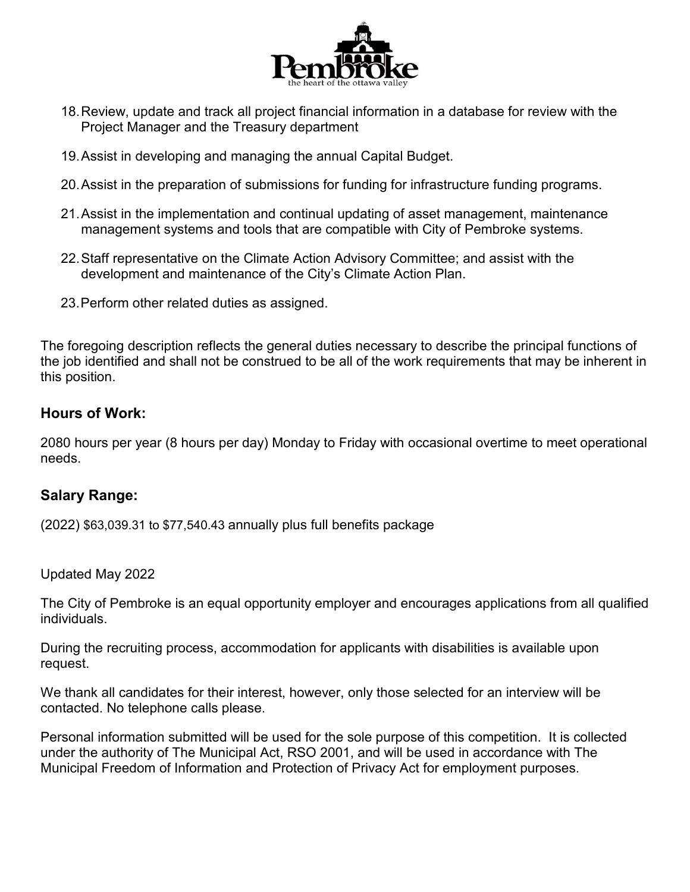18. Review, update and track all project financial information in a database for review with the Project Manager and the Treasury department

19. Assist in developing and managing the annual Capital Budget.

20. Assist in the preparation of submissions for funding for infrastructure funding programs.

21. Assist in the implementation and continual updating of asset management, maintenance management systems and tools that are compatible with City of Pembroke systems.

22. Staff representative on the Climate Action Advisory Committee; and assist with the development and maintenance of the City's Climate Action Plan.

23. Perform other related duties as assigned.

The foregoing description reflects the general duties necessary to describe the principal functions of the job identified and shall not be construed to be all of the work requirements that may be inherent in this position.

## Hours of Work:

2080 hours per year (8 hours per day) Monday to Friday with occasional overtime to meet operational needs.

## Salary Range:

(2022) $63,039.31 to $77,540.43 annually plus full benefits package

Updated May 2022

The City of Pembroke is an equal opportunity employer and encourages applications from all qualified individuals.

During the recruiting process, accommodation for applicants with disabilities is available upon request.

We thank all candidates for their interest, however, only those selected for an interview will be contacted. No telephone calls please.

Personal information submitted will be used for the sole purpose of this competition. It is collected under the authority of The Municipal Act, RSO 2001, and will be used in accordance with The Municipal Freedom of Information and Protection of Privacy Act for employment purposes.